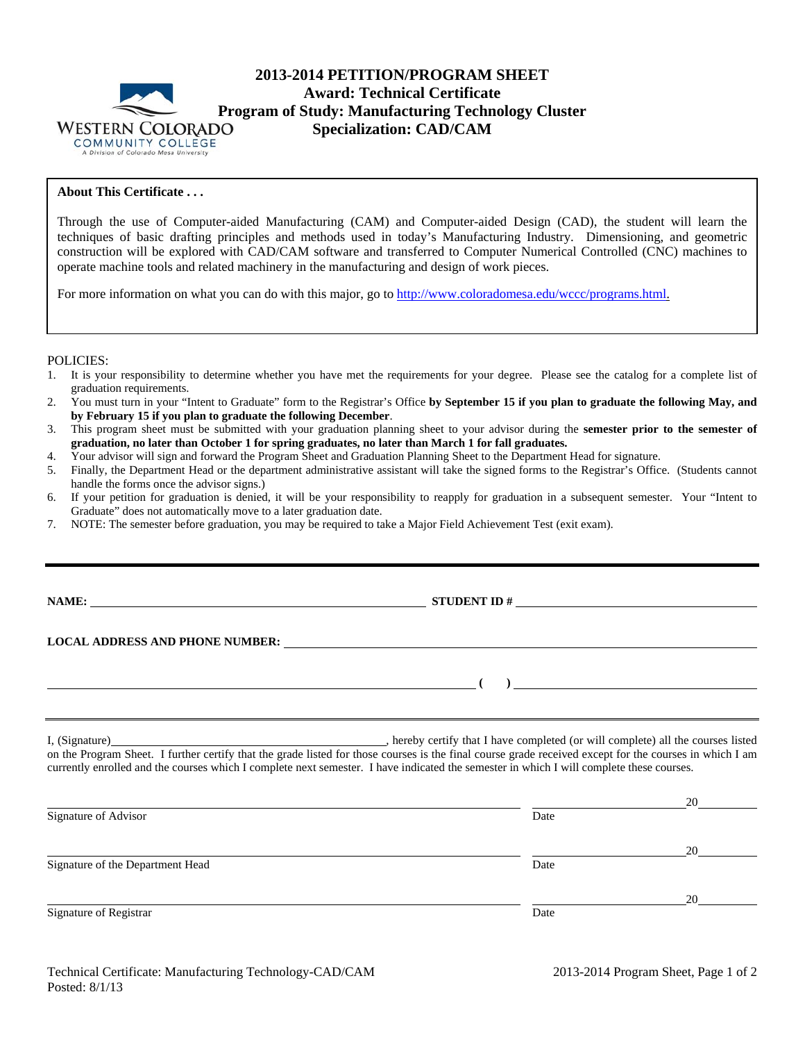WESTERN COLORADO COMMUNITY COLLEGE
A Division of Colorado Mesa University

# 2013-2014 PETITION/PROGRAM SHEET
## Award: Technical Certificate
## Program of Study: Manufacturing Technology Cluster
## Specialization: CAD/CAM

**About This Certificate . . .**

Through the use of Computer-aided Manufacturing (CAM) and Computer-aided Design (CAD), the student will learn the techniques of basic drafting principles and methods used in today's Manufacturing Industry. Dimensioning, and geometric construction will be explored with CAD/CAM software and transferred to Computer Numerical Controlled (CNC) machines to operate machine tools and related machinery in the manufacturing and design of work pieces.

For more information on what you can do with this major, go to http://www.coloradomesa.edu/wccc/programs.html.

POLICIES:

1. It is your responsibility to determine whether you have met the requirements for your degree. Please see the catalog for a complete list of graduation requirements.
2. You must turn in your "Intent to Graduate" form to the Registrar's Office **by September 15 if you plan to graduate the following May, and by February 15 if you plan to graduate the following December**.
3. This program sheet must be submitted with your graduation planning sheet to your advisor during the **semester prior to the semester of graduation, no later than October 1 for spring graduates, no later than March 1 for fall graduates.**
4. Your advisor will sign and forward the Program Sheet and Graduation Planning Sheet to the Department Head for signature.
5. Finally, the Department Head or the department administrative assistant will take the signed forms to the Registrar's Office. (Students cannot handle the forms once the advisor signs.)
6. If your petition for graduation is denied, it will be your responsibility to reapply for graduation in a subsequent semester. Your "Intent to Graduate" does not automatically move to a later graduation date.
7. NOTE: The semester before graduation, you may be required to take a Major Field Achievement Test (exit exam).

---

**NAME:** ______________________________ **STUDENT ID #** ______________________________

**LOCAL ADDRESS AND PHONE NUMBER:** ______________________________

______________________________ **(     )** ______________________________

---

I, (Signature)______________________________, hereby certify that I have completed (or will complete) all the courses listed on the Program Sheet. I further certify that the grade listed for those courses is the final course grade received except for the courses in which I am currently enrolled and the courses which I complete next semester. I have indicated the semester in which I will complete these courses.

______________________________ ______________20______
Signature of Advisor Date

______________________________ ______________20______
Signature of the Department Head Date

______________________________ ______________20______
Signature of Registrar Date

Technical Certificate: Manufacturing Technology-CAD/CAM
Posted: 8/1/13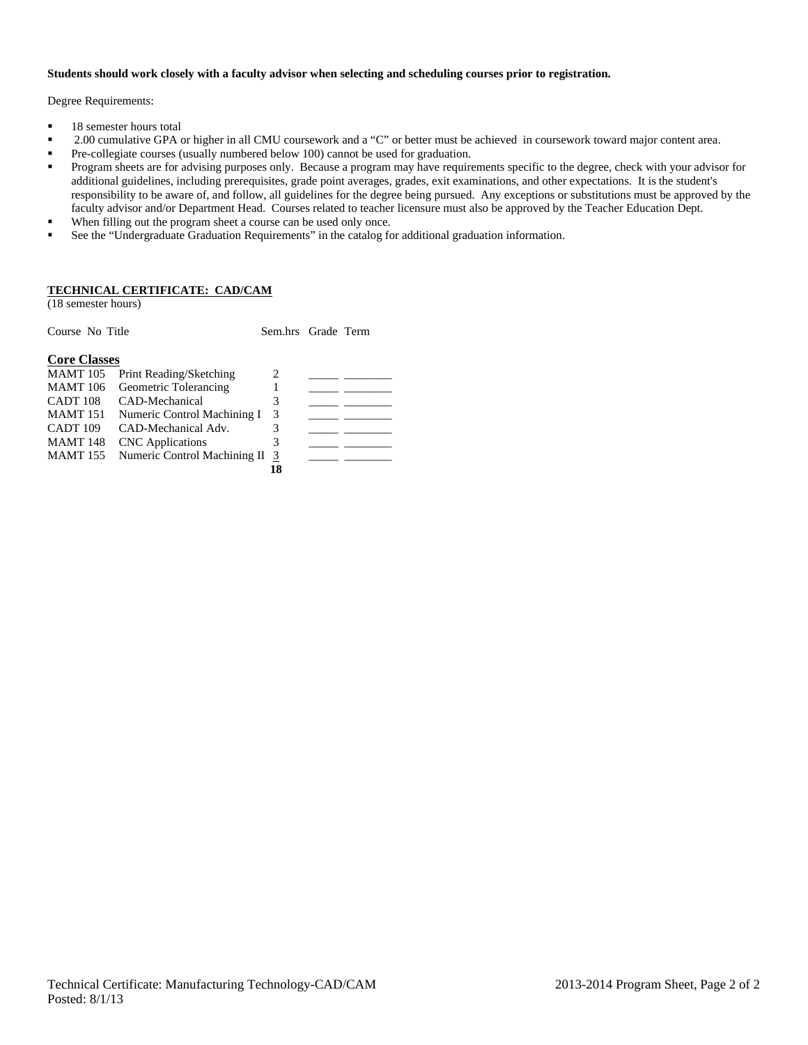**Students should work closely with a faculty advisor when selecting and scheduling courses prior to registration.**

Degree Requirements:

- 18 semester hours total
- 2.00 cumulative GPA or higher in all CMU coursework and a "C" or better must be achieved in coursework toward major content area.
- Pre-collegiate courses (usually numbered below 100) cannot be used for graduation.
- Program sheets are for advising purposes only. Because a program may have requirements specific to the degree, check with your advisor for additional guidelines, including prerequisites, grade point averages, grades, exit examinations, and other expectations. It is the student's responsibility to be aware of, and follow, all guidelines for the degree being pursued. Any exceptions or substitutions must be approved by the faculty advisor and/or Department Head. Courses related to teacher licensure must also be approved by the Teacher Education Dept.
- When filling out the program sheet a course can be used only once.
- See the "Undergraduate Graduation Requirements" in the catalog for additional graduation information.

**TECHNICAL CERTIFICATE: CAD/CAM**

(18 semester hours)

**Core Classes**

| Course No | Title | Sem.hrs | Grade | Term |
|---|---|---|---|---|
| MAMT 105 | Print Reading/Sketching | 2 | _____ | ________ |
| MAMT 106 | Geometric Tolerancing | 1 | _____ | ________ |
| CADT 108 | CAD-Mechanical | 3 | _____ | ________ |
| MAMT 151 | Numeric Control Machining I | 3 | _____ | ________ |
| CADT 109 | CAD-Mechanical Adv. | 3 | _____ | ________ |
| MAMT 148 | CNC Applications | 3 | _____ | ________ |
| MAMT 155 | Numeric Control Machining II | 3 | _____ | ________ |
| | | **18** | | |

Technical Certificate: Manufacturing Technology-CAD/CAM
Posted: 8/1/13